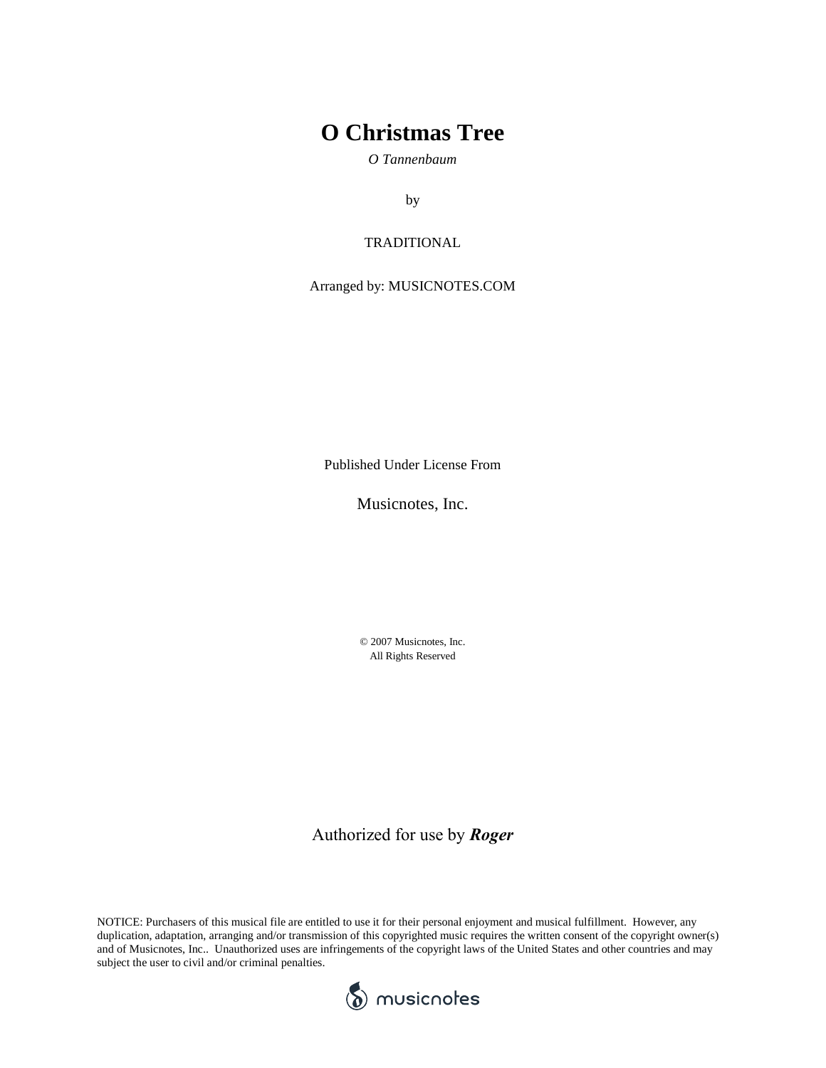# O Christmas Tree

*O Tannenbaum*

by

TRADITIONAL

Arranged by: MUSICNOTES.COM

Published Under License From

Musicnotes, Inc.

© 2007 Musicnotes, Inc.
All Rights Reserved

Authorized for use by ***Roger***

NOTICE: Purchasers of this musical file are entitled to use it for their personal enjoyment and musical fulfillment. However, any duplication, adaptation, arranging and/or transmission of this copyrighted music requires the written consent of the copyright owner(s) and of Musicnotes, Inc.. Unauthorized uses are infringements of the copyright laws of the United States and other countries and may subject the user to civil and/or criminal penalties.

musicnotes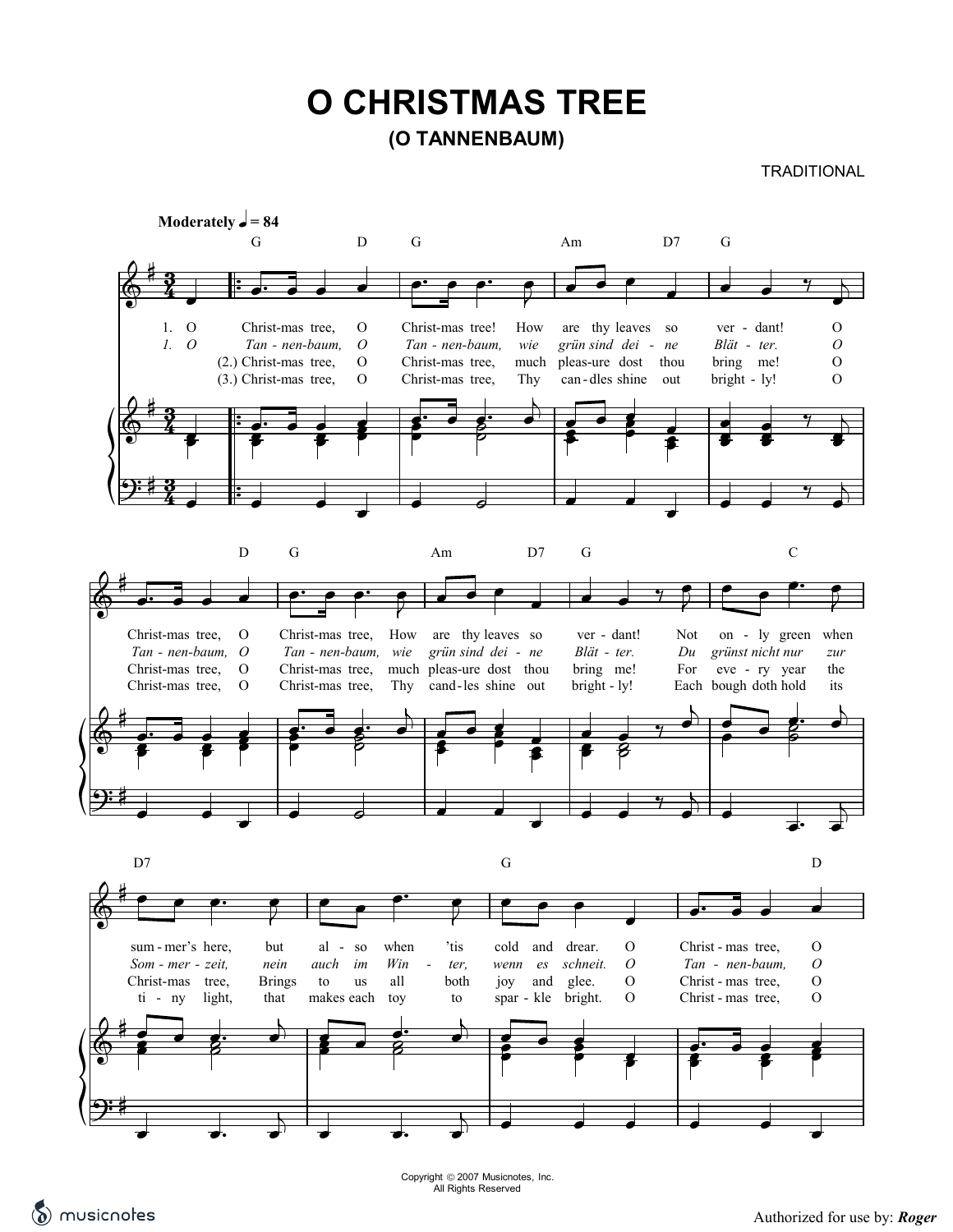# O CHRISTMAS TREE

## (O TANNENBAUM)

TRADITIONAL

**Moderately** ♩ = 84

1. O Christ-mas tree, O Christ-mas tree! How are thy leaves so ver - dant! O Christ-mas tree, O Christ-mas tree, How are thy leaves so ver - dant! Not on - ly green when sum - mer's here, but al - so when 'tis cold and drear. O Christ - mas tree, O

*1. O Tan - nen-baum, O Tan - nen-baum, wie grün sind dei - ne Blät - ter. O Tan - nen-baum, O Tan - nen-baum, wie grün sind dei - ne Blät - ter. Du grünst nicht nur zur Som - mer - zeit, nein auch im Win - ter, wenn es schneit. O Tan - nen-baum, O*

(2.) Christ-mas tree, O Christ-mas tree, much pleas-ure dost thou bring me! O Christ-mas tree, O Christ-mas tree, much pleas-ure dost thou bring me! For eve - ry year the Christ-mas tree, Brings to us all both joy and glee. O Christ - mas tree, O

(3.) Christ-mas tree, O Christ-mas tree, Thy can - dles shine out bright - ly! O Christ-mas tree, O Christ-mas tree, Thy cand - les shine out bright - ly! Each bough doth hold its ti - ny light, that makes each toy to spar - kle bright. O Christ - mas tree, O

Copyright © 2007 Musicnotes, Inc.
All Rights Reserved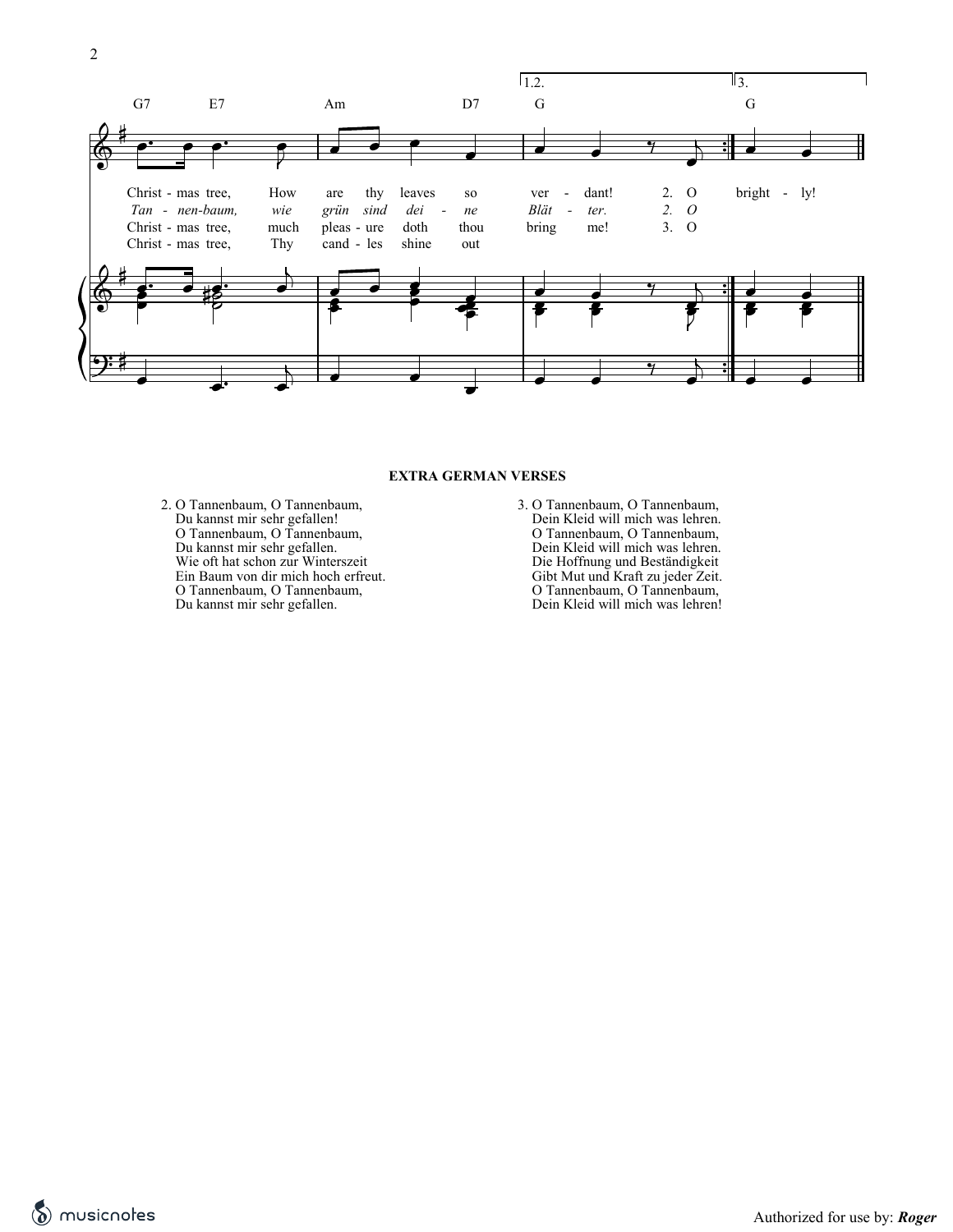G7 E7 Am D7 | 1.2. G | 3. G

Christ - mas tree, How are thy leaves so ver - dant! 2. O bright - ly!

*Tan - nen-baum, wie grün sind dei - ne Blät - ter. 2. O*

Christ - mas tree, much pleas - ure doth thou bring me! 3. O

Christ - mas tree, Thy cand - les shine out

**EXTRA GERMAN VERSES**

2. O Tannenbaum, O Tannenbaum,
Du kannst mir sehr gefallen!
O Tannenbaum, O Tannenbaum,
Du kannst mir sehr gefallen.
Wie oft hat schon zur Winterszeit
Ein Baum von dir mich hoch erfreut.
O Tannenbaum, O Tannenbaum,
Du kannst mir sehr gefallen.

3. O Tannenbaum, O Tannenbaum,
Dein Kleid will mich was lehren.
O Tannenbaum, O Tannenbaum,
Dein Kleid will mich was lehren.
Die Hoffnung und Beständigkeit
Gibt Mut und Kraft zu jeder Zeit.
O Tannenbaum, O Tannenbaum,
Dein Kleid will mich was lehren!